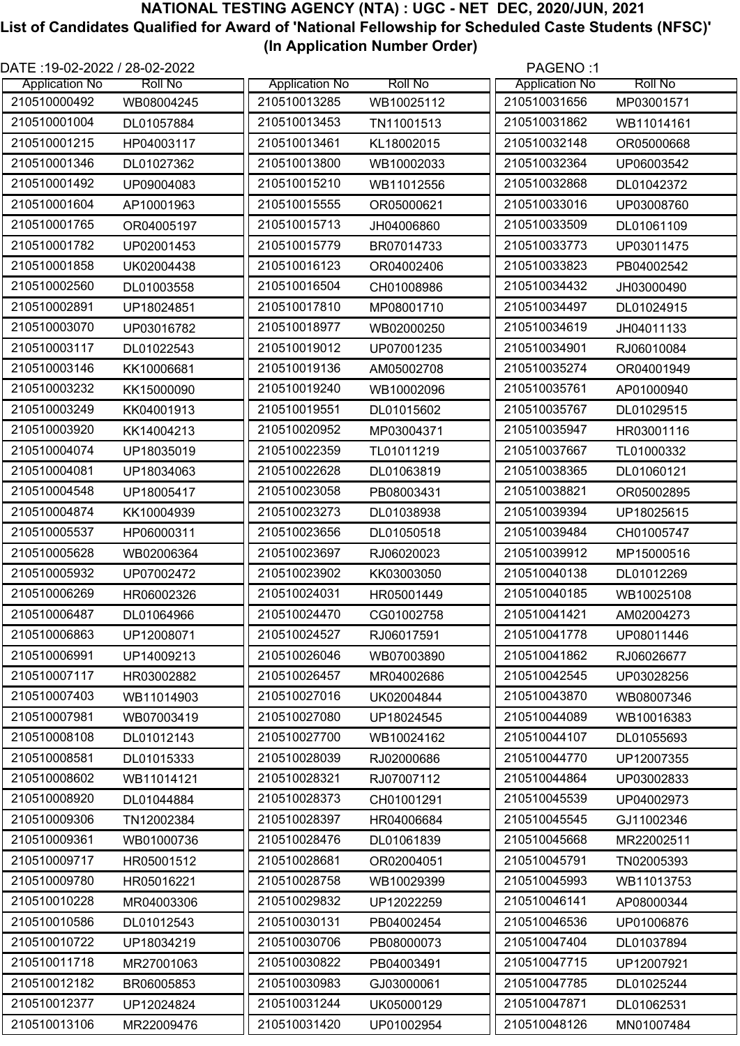# NATIONAL TESTING AGENCY (NTA) : UGC - NET DEC, 2020/JUN, 2021

## List of Candidates Qualified for Award of 'National Fellowship for Scheduled Caste Students (NFSC)'

### (In Application Number Order)

DATE :19-02-2022 / 28-02-2022

PAGENO :1

| Application No | Roll No |
|---|---|
| 210510000492 | WB08004245 |
| 210510001004 | DL01057884 |
| 210510001215 | HP04003117 |
| 210510001346 | DL01027362 |
| 210510001492 | UP09004083 |
| 210510001604 | AP10001963 |
| 210510001765 | OR04005197 |
| 210510001782 | UP02001453 |
| 210510001858 | UK02004438 |
| 210510002560 | DL01003558 |
| 210510002891 | UP18024851 |
| 210510003070 | UP03016782 |
| 210510003117 | DL01022543 |
| 210510003146 | KK10006681 |
| 210510003232 | KK15000090 |
| 210510003249 | KK04001913 |
| 210510003920 | KK14004213 |
| 210510004074 | UP18035019 |
| 210510004081 | UP18034063 |
| 210510004548 | UP18005417 |
| 210510004874 | KK10004939 |
| 210510005537 | HP06000311 |
| 210510005628 | WB02006364 |
| 210510005932 | UP07002472 |
| 210510006269 | HR06002326 |
| 210510006487 | DL01064966 |
| 210510006863 | UP12008071 |
| 210510006991 | UP14009213 |
| 210510007117 | HR03002882 |
| 210510007403 | WB11014903 |
| 210510007981 | WB07003419 |
| 210510008108 | DL01012143 |
| 210510008581 | DL01015333 |
| 210510008602 | WB11014121 |
| 210510008920 | DL01044884 |
| 210510009306 | TN12002384 |
| 210510009361 | WB01000736 |
| 210510009717 | HR05001512 |
| 210510009780 | HR05016221 |
| 210510010228 | MR04003306 |
| 210510010586 | DL01012543 |
| 210510010722 | UP18034219 |
| 210510011718 | MR27001063 |
| 210510012182 | BR06005853 |
| 210510012377 | UP12024824 |
| 210510013106 | MR22009476 |
| 210510013285 | WB10025112 |
| 210510013453 | TN11001513 |
| 210510013461 | KL18002015 |
| 210510013800 | WB10002033 |
| 210510015210 | WB11012556 |
| 210510015555 | OR05000621 |
| 210510015713 | JH04006860 |
| 210510015779 | BR07014733 |
| 210510016123 | OR04002406 |
| 210510016504 | CH01008986 |
| 210510017810 | MP08001710 |
| 210510018977 | WB02000250 |
| 210510019012 | UP07001235 |
| 210510019136 | AM05002708 |
| 210510019240 | WB10002096 |
| 210510019551 | DL01015602 |
| 210510020952 | MP03004371 |
| 210510022359 | TL01011219 |
| 210510022628 | DL01063819 |
| 210510023058 | PB08003431 |
| 210510023273 | DL01038938 |
| 210510023656 | DL01050518 |
| 210510023697 | RJ06020023 |
| 210510023902 | KK03003050 |
| 210510024031 | HR05001449 |
| 210510024470 | CG01002758 |
| 210510024527 | RJ06017591 |
| 210510026046 | WB07003890 |
| 210510026457 | MR04002686 |
| 210510027016 | UK02004844 |
| 210510027080 | UP18024545 |
| 210510027700 | WB10024162 |
| 210510028039 | RJ02000686 |
| 210510028321 | RJ07007112 |
| 210510028373 | CH01001291 |
| 210510028397 | HR04006684 |
| 210510028476 | DL01061839 |
| 210510028681 | OR02004051 |
| 210510028758 | WB10029399 |
| 210510029832 | UP12022259 |
| 210510030131 | PB04002454 |
| 210510030706 | PB08000073 |
| 210510030822 | PB04003491 |
| 210510030983 | GJ03000061 |
| 210510031244 | UK05000129 |
| 210510031420 | UP01002954 |
| 210510031656 | MP03001571 |
| 210510031862 | WB11014161 |
| 210510032148 | OR05000668 |
| 210510032364 | UP06003542 |
| 210510032868 | DL01042372 |
| 210510033016 | UP03008760 |
| 210510033509 | DL01061109 |
| 210510033773 | UP03011475 |
| 210510033823 | PB04002542 |
| 210510034432 | JH03000490 |
| 210510034497 | DL01024915 |
| 210510034619 | JH04011133 |
| 210510034901 | RJ06010084 |
| 210510035274 | OR04001949 |
| 210510035761 | AP01000940 |
| 210510035767 | DL01029515 |
| 210510035947 | HR03001116 |
| 210510037667 | TL01000332 |
| 210510038365 | DL01060121 |
| 210510038821 | OR05002895 |
| 210510039394 | UP18025615 |
| 210510039484 | CH01005747 |
| 210510039912 | MP15000516 |
| 210510040138 | DL01012269 |
| 210510040185 | WB10025108 |
| 210510041421 | AM02004273 |
| 210510041778 | UP08011446 |
| 210510041862 | RJ06026677 |
| 210510042545 | UP03028256 |
| 210510043870 | WB08007346 |
| 210510044089 | WB10016383 |
| 210510044107 | DL01055693 |
| 210510044770 | UP12007355 |
| 210510044864 | UP03002833 |
| 210510045539 | UP04002973 |
| 210510045545 | GJ11002346 |
| 210510045668 | MR22002511 |
| 210510045791 | TN02005393 |
| 210510045993 | WB11013753 |
| 210510046141 | AP08000344 |
| 210510046536 | UP01006876 |
| 210510047404 | DL01037894 |
| 210510047715 | UP12007921 |
| 210510047785 | DL01025244 |
| 210510047871 | DL01062531 |
| 210510048126 | MN01007484 |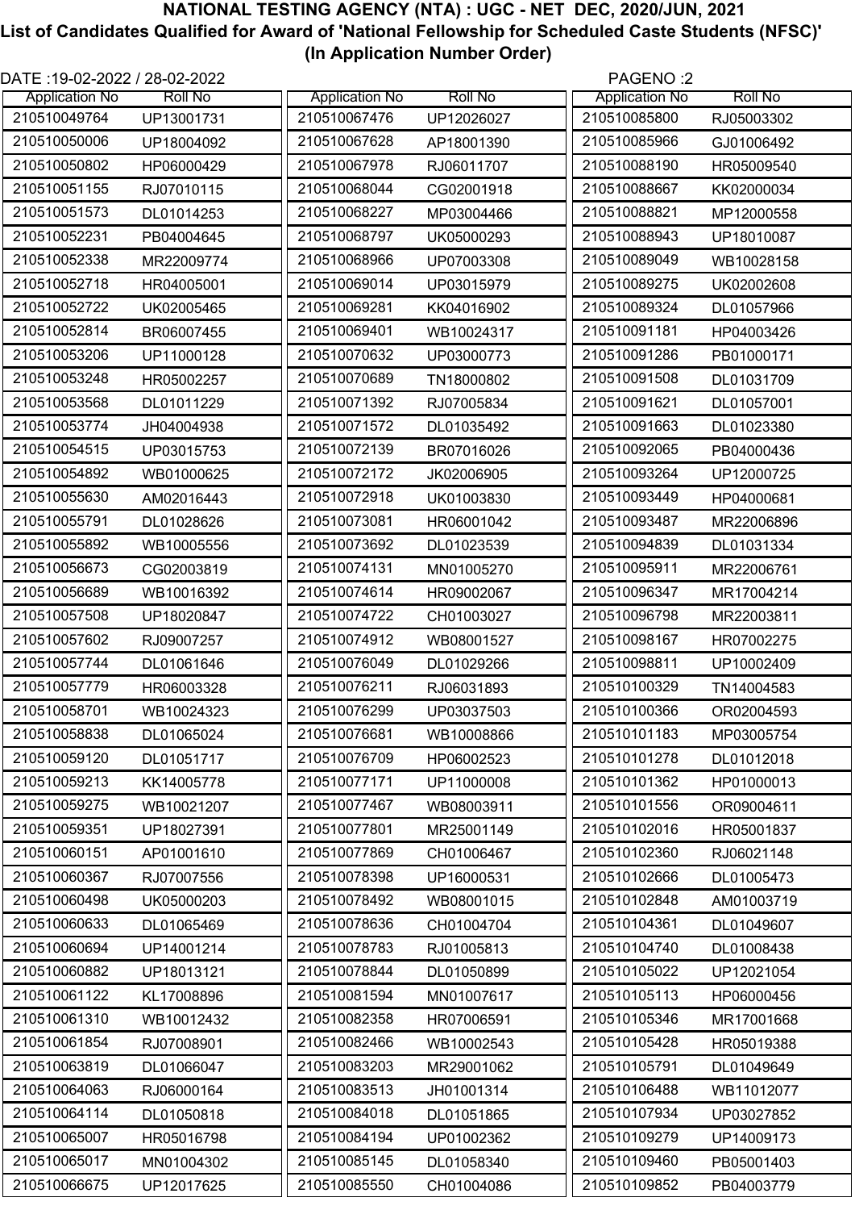# NATIONAL TESTING AGENCY (NTA) : UGC - NET DEC, 2020/JUN, 2021

## List of Candidates Qualified for Award of 'National Fellowship for Scheduled Caste Students (NFSC)' (In Application Number Order)

DATE :19-02-2022 / 28-02-2022

| Application No | Roll No |
|---|---|
| 210510049764 | UP13001731 |
| 210510050006 | UP18004092 |
| 210510050802 | HP06000429 |
| 210510051155 | RJ07010115 |
| 210510051573 | DL01014253 |
| 210510052231 | PB04004645 |
| 210510052338 | MR22009774 |
| 210510052718 | HR04005001 |
| 210510052722 | UK02005465 |
| 210510052814 | BR06007455 |
| 210510053206 | UP11000128 |
| 210510053248 | HR05002257 |
| 210510053568 | DL01011229 |
| 210510053774 | JH04004938 |
| 210510054515 | UP03015753 |
| 210510054892 | WB01000625 |
| 210510055630 | AM02016443 |
| 210510055791 | DL01028626 |
| 210510055892 | WB10005556 |
| 210510056673 | CG02003819 |
| 210510056689 | WB10016392 |
| 210510057508 | UP18020847 |
| 210510057602 | RJ09007257 |
| 210510057744 | DL01061646 |
| 210510057779 | HR06003328 |
| 210510058701 | WB10024323 |
| 210510058838 | DL01065024 |
| 210510059120 | DL01051717 |
| 210510059213 | KK14005778 |
| 210510059275 | WB10021207 |
| 210510059351 | UP18027391 |
| 210510060151 | AP01001610 |
| 210510060367 | RJ07007556 |
| 210510060498 | UK05000203 |
| 210510060633 | DL01065469 |
| 210510060694 | UP14001214 |
| 210510060882 | UP18013121 |
| 210510061122 | KL17008896 |
| 210510061310 | WB10012432 |
| 210510061854 | RJ07008901 |
| 210510063819 | DL01066047 |
| 210510064063 | RJ06000164 |
| 210510064114 | DL01050818 |
| 210510065007 | HR05016798 |
| 210510065017 | MN01004302 |
| 210510066675 | UP12017625 |
| 210510067476 | UP12026027 |
| 210510067628 | AP18001390 |
| 210510067978 | RJ06011707 |
| 210510068044 | CG02001918 |
| 210510068227 | MP03004466 |
| 210510068797 | UK05000293 |
| 210510068966 | UP07003308 |
| 210510069014 | UP03015979 |
| 210510069281 | KK04016902 |
| 210510069401 | WB10024317 |
| 210510070632 | UP03000773 |
| 210510070689 | TN18000802 |
| 210510071392 | RJ07005834 |
| 210510071572 | DL01035492 |
| 210510072139 | BR07016026 |
| 210510072172 | JK02006905 |
| 210510072918 | UK01003830 |
| 210510073081 | HR06001042 |
| 210510073692 | DL01023539 |
| 210510074131 | MN01005270 |
| 210510074614 | HR09002067 |
| 210510074722 | CH01003027 |
| 210510074912 | WB08001527 |
| 210510076049 | DL01029266 |
| 210510076211 | RJ06031893 |
| 210510076299 | UP03037503 |
| 210510076681 | WB10008866 |
| 210510076709 | HP06002523 |
| 210510077171 | UP11000008 |
| 210510077467 | WB08003911 |
| 210510077801 | MR25001149 |
| 210510077869 | CH01006467 |
| 210510078398 | UP16000531 |
| 210510078492 | WB08001015 |
| 210510078636 | CH01004704 |
| 210510078783 | RJ01005813 |
| 210510078844 | DL01050899 |
| 210510081594 | MN01007617 |
| 210510082358 | HR07006591 |
| 210510082466 | WB10002543 |
| 210510083203 | MR29001062 |
| 210510083513 | JH01001314 |
| 210510084018 | DL01051865 |
| 210510084194 | UP01002362 |
| 210510085145 | DL01058340 |
| 210510085550 | CH01004086 |
| 210510085800 | RJ05003302 |
| 210510085966 | GJ01006492 |
| 210510088190 | HR05009540 |
| 210510088667 | KK02000034 |
| 210510088821 | MP12000558 |
| 210510088943 | UP18010087 |
| 210510089049 | WB10028158 |
| 210510089275 | UK02002608 |
| 210510089324 | DL01057966 |
| 210510091181 | HP04003426 |
| 210510091286 | PB01000171 |
| 210510091508 | DL01031709 |
| 210510091621 | DL01057001 |
| 210510091663 | DL01023380 |
| 210510092065 | PB04000436 |
| 210510093264 | UP12000725 |
| 210510093449 | HP04000681 |
| 210510093487 | MR22006896 |
| 210510094839 | DL01031334 |
| 210510095911 | MR22006761 |
| 210510096347 | MR17004214 |
| 210510096798 | MR22003811 |
| 210510098167 | HR07002275 |
| 210510098811 | UP10002409 |
| 210510100329 | TN14004583 |
| 210510100366 | OR02004593 |
| 210510101183 | MP03005754 |
| 210510101278 | DL01012018 |
| 210510101362 | HP01000013 |
| 210510101556 | OR09004611 |
| 210510102016 | HR05001837 |
| 210510102360 | RJ06021148 |
| 210510102666 | DL01005473 |
| 210510102848 | AM01003719 |
| 210510104361 | DL01049607 |
| 210510104740 | DL01008438 |
| 210510105022 | UP12021054 |
| 210510105113 | HP06000456 |
| 210510105346 | MR17001668 |
| 210510105428 | HR05019388 |
| 210510105791 | DL01049649 |
| 210510106488 | WB11012077 |
| 210510107934 | UP03027852 |
| 210510109279 | UP14009173 |
| 210510109460 | PB05001403 |
| 210510109852 | PB04003779 |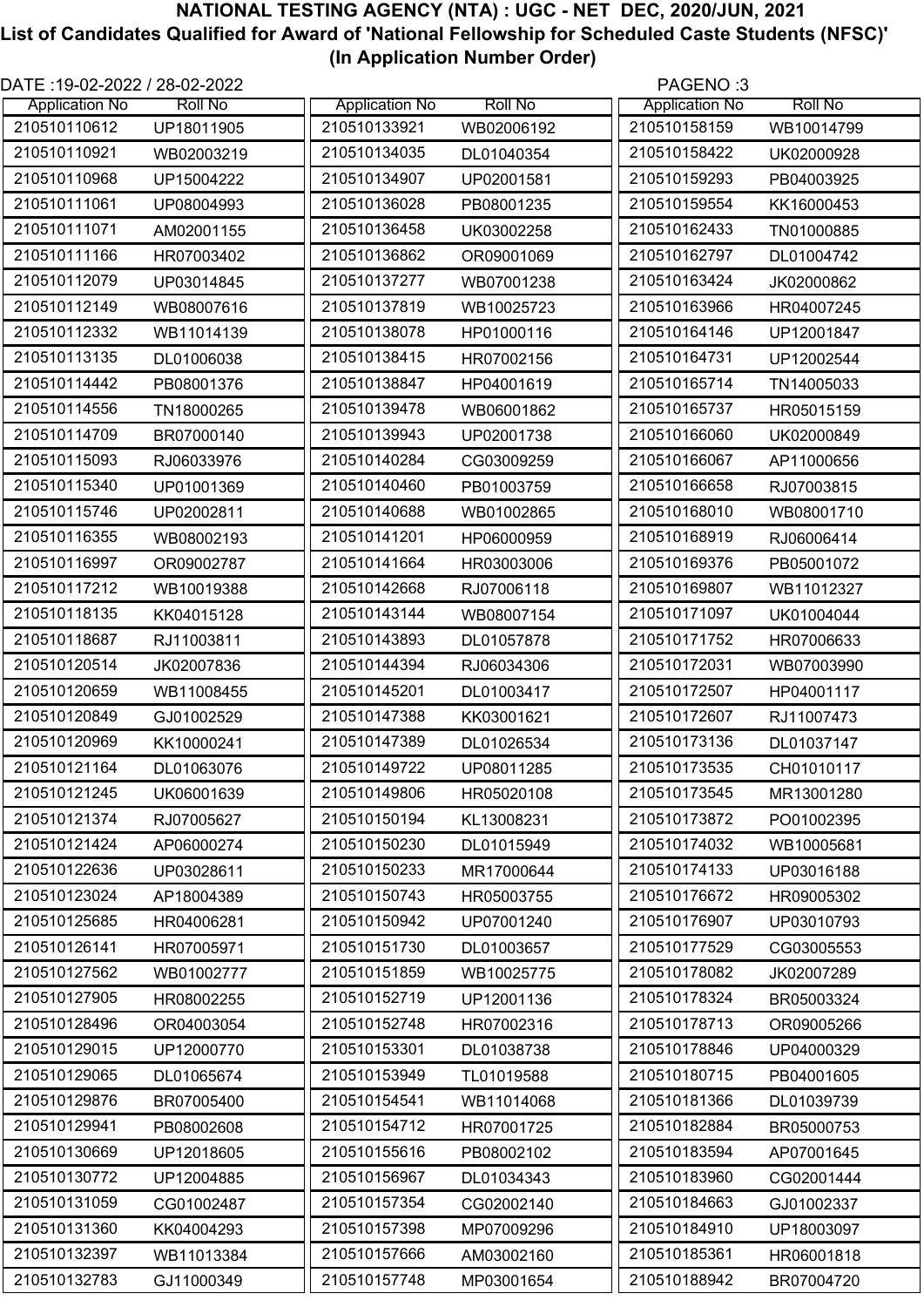# NATIONAL TESTING AGENCY (NTA) : UGC - NET DEC, 2020/JUN, 2021

## List of Candidates Qualified for Award of 'National Fellowship for Scheduled Caste Students (NFSC)' (In Application Number Order)

DATE :19-02-2022 / 28-02-2022

| Application No | Roll No |
|---|---|
| 210510110612 | UP18011905 |
| 210510110921 | WB02003219 |
| 210510110968 | UP15004222 |
| 210510111061 | UP08004993 |
| 210510111071 | AM02001155 |
| 210510111166 | HR07003402 |
| 210510112079 | UP03014845 |
| 210510112149 | WB08007616 |
| 210510112332 | WB11014139 |
| 210510113135 | DL01006038 |
| 210510114442 | PB08001376 |
| 210510114556 | TN18000265 |
| 210510114709 | BR07000140 |
| 210510115093 | RJ06033976 |
| 210510115340 | UP01001369 |
| 210510115746 | UP02002811 |
| 210510116355 | WB08002193 |
| 210510116997 | OR09002787 |
| 210510117212 | WB10019388 |
| 210510118135 | KK04015128 |
| 210510118687 | RJ11003811 |
| 210510120514 | JK02007836 |
| 210510120659 | WB11008455 |
| 210510120849 | GJ01002529 |
| 210510120969 | KK10000241 |
| 210510121164 | DL01063076 |
| 210510121245 | UK06001639 |
| 210510121374 | RJ07005627 |
| 210510121424 | AP06000274 |
| 210510122636 | UP03028611 |
| 210510123024 | AP18004389 |
| 210510125685 | HR04006281 |
| 210510126141 | HR07005971 |
| 210510127562 | WB01002777 |
| 210510127905 | HR08002255 |
| 210510128496 | OR04003054 |
| 210510129015 | UP12000770 |
| 210510129065 | DL01065674 |
| 210510129876 | BR07005400 |
| 210510129941 | PB08002608 |
| 210510130669 | UP12018605 |
| 210510130772 | UP12004885 |
| 210510131059 | CG01002487 |
| 210510131360 | KK04004293 |
| 210510132397 | WB11013384 |
| 210510132783 | GJ11000349 |
| 210510133921 | WB02006192 |
| 210510134035 | DL01040354 |
| 210510134907 | UP02001581 |
| 210510136028 | PB08001235 |
| 210510136458 | UK03002258 |
| 210510136862 | OR09001069 |
| 210510137277 | WB07001238 |
| 210510137819 | WB10025723 |
| 210510138078 | HP01000116 |
| 210510138415 | HR07002156 |
| 210510138847 | HP04001619 |
| 210510139478 | WB06001862 |
| 210510139943 | UP02001738 |
| 210510140284 | CG03009259 |
| 210510140460 | PB01003759 |
| 210510140688 | WB01002865 |
| 210510141201 | HP06000959 |
| 210510141664 | HR03003006 |
| 210510142668 | RJ07006118 |
| 210510143144 | WB08007154 |
| 210510143893 | DL01057878 |
| 210510144394 | RJ06034306 |
| 210510145201 | DL01003417 |
| 210510147388 | KK03001621 |
| 210510147389 | DL01026534 |
| 210510149722 | UP08011285 |
| 210510149806 | HR05020108 |
| 210510150194 | KL13008231 |
| 210510150230 | DL01015949 |
| 210510150233 | MR17000644 |
| 210510150743 | HR05003755 |
| 210510150942 | UP07001240 |
| 210510151730 | DL01003657 |
| 210510151859 | WB10025775 |
| 210510152719 | UP12001136 |
| 210510152748 | HR07002316 |
| 210510153301 | DL01038738 |
| 210510153949 | TL01019588 |
| 210510154541 | WB11014068 |
| 210510154712 | HR07001725 |
| 210510155616 | PB08002102 |
| 210510156967 | DL01034343 |
| 210510157354 | CG02002140 |
| 210510157398 | MP07009296 |
| 210510157666 | AM03002160 |
| 210510157748 | MP03001654 |
| 210510158159 | WB10014799 |
| 210510158422 | UK02000928 |
| 210510159293 | PB04003925 |
| 210510159554 | KK16000453 |
| 210510162433 | TN01000885 |
| 210510162797 | DL01004742 |
| 210510163424 | JK02000862 |
| 210510163966 | HR04007245 |
| 210510164146 | UP12001847 |
| 210510164731 | UP12002544 |
| 210510165714 | TN14005033 |
| 210510165737 | HR05015159 |
| 210510166060 | UK02000849 |
| 210510166067 | AP11000656 |
| 210510166658 | RJ07003815 |
| 210510168010 | WB08001710 |
| 210510168919 | RJ06006414 |
| 210510169376 | PB05001072 |
| 210510169807 | WB11012327 |
| 210510171097 | UK01004044 |
| 210510171752 | HR07006633 |
| 210510172031 | WB07003990 |
| 210510172507 | HP04001117 |
| 210510172607 | RJ11007473 |
| 210510173136 | DL01037147 |
| 210510173535 | CH01010117 |
| 210510173545 | MR13001280 |
| 210510173872 | PO01002395 |
| 210510174032 | WB10005681 |
| 210510174133 | UP03016188 |
| 210510176672 | HR09005302 |
| 210510176907 | UP03010793 |
| 210510177529 | CG03005553 |
| 210510178082 | JK02007289 |
| 210510178324 | BR05003324 |
| 210510178713 | OR09005266 |
| 210510178846 | UP04000329 |
| 210510180715 | PB04001605 |
| 210510181366 | DL01039739 |
| 210510182884 | BR05000753 |
| 210510183594 | AP07001645 |
| 210510183960 | CG02001444 |
| 210510184663 | GJ01002337 |
| 210510184910 | UP18003097 |
| 210510185361 | HR06001818 |
| 210510188942 | BR07004720 |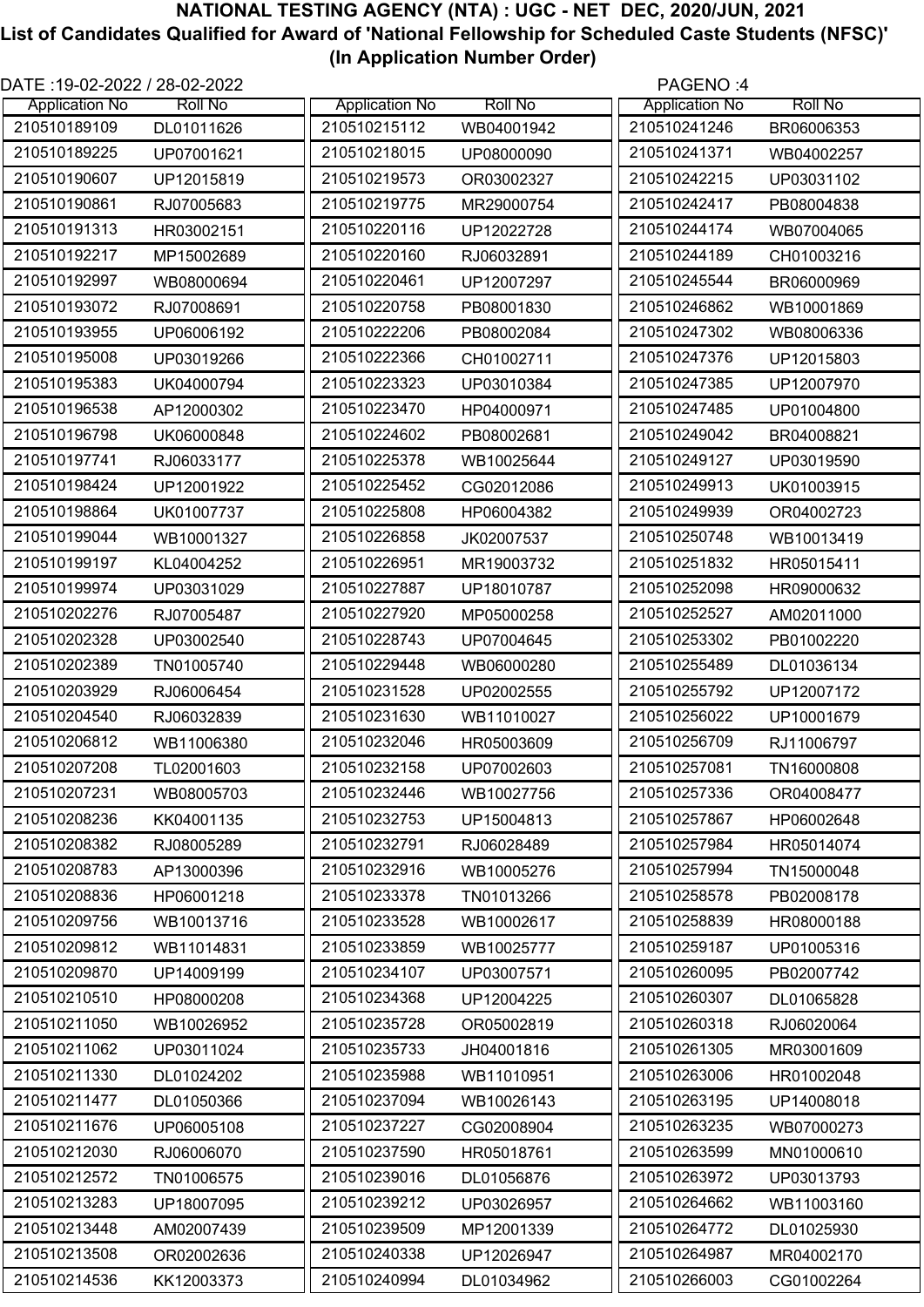# NATIONAL TESTING AGENCY (NTA) : UGC - NET DEC, 2020/JUN, 2021

## List of Candidates Qualified for Award of 'National Fellowship for Scheduled Caste Students (NFSC)' (In Application Number Order)

DATE :19-02-2022 / 28-02-2022

| Application No | Roll No |
| --- | --- |
| 210510189109 | DL01011626 |
| 210510189225 | UP07001621 |
| 210510190607 | UP12015819 |
| 210510190861 | RJ07005683 |
| 210510191313 | HR03002151 |
| 210510192217 | MP15002689 |
| 210510192997 | WB08000694 |
| 210510193072 | RJ07008691 |
| 210510193955 | UP06006192 |
| 210510195008 | UP03019266 |
| 210510195383 | UK04000794 |
| 210510196538 | AP12000302 |
| 210510196798 | UK06000848 |
| 210510197741 | RJ06033177 |
| 210510198424 | UP12001922 |
| 210510198864 | UK01007737 |
| 210510199044 | WB10001327 |
| 210510199197 | KL04004252 |
| 210510199974 | UP03031029 |
| 210510202276 | RJ07005487 |
| 210510202328 | UP03002540 |
| 210510202389 | TN01005740 |
| 210510203929 | RJ06006454 |
| 210510204540 | RJ06032839 |
| 210510206812 | WB11006380 |
| 210510207208 | TL02001603 |
| 210510207231 | WB08005703 |
| 210510208236 | KK04001135 |
| 210510208382 | RJ08005289 |
| 210510208783 | AP13000396 |
| 210510208836 | HP06001218 |
| 210510209756 | WB10013716 |
| 210510209812 | WB11014831 |
| 210510209870 | UP14009199 |
| 210510210510 | HP08000208 |
| 210510211050 | WB10026952 |
| 210510211062 | UP03011024 |
| 210510211330 | DL01024202 |
| 210510211477 | DL01050366 |
| 210510211676 | UP06005108 |
| 210510212030 | RJ06006070 |
| 210510212572 | TN01006575 |
| 210510213283 | UP18007095 |
| 210510213448 | AM02007439 |
| 210510213508 | OR02002636 |
| 210510214536 | KK12003373 |
| 210510215112 | WB04001942 |
| 210510218015 | UP08000090 |
| 210510219573 | OR03002327 |
| 210510219775 | MR29000754 |
| 210510220116 | UP12022728 |
| 210510220160 | RJ06032891 |
| 210510220461 | UP12007297 |
| 210510220758 | PB08001830 |
| 210510222206 | PB08002084 |
| 210510222366 | CH01002711 |
| 210510223323 | UP03010384 |
| 210510223470 | HP04000971 |
| 210510224602 | PB08002681 |
| 210510225378 | WB10025644 |
| 210510225452 | CG02012086 |
| 210510225808 | HP06004382 |
| 210510226858 | JK02007537 |
| 210510226951 | MR19003732 |
| 210510227887 | UP18010787 |
| 210510227920 | MP05000258 |
| 210510228743 | UP07004645 |
| 210510229448 | WB06000280 |
| 210510231528 | UP02002555 |
| 210510231630 | WB11010027 |
| 210510232046 | HR05003609 |
| 210510232158 | UP07002603 |
| 210510232446 | WB10027756 |
| 210510232753 | UP15004813 |
| 210510232791 | RJ06028489 |
| 210510232916 | WB10005276 |
| 210510233378 | TN01013266 |
| 210510233528 | WB10002617 |
| 210510233859 | WB10025777 |
| 210510234107 | UP03007571 |
| 210510234368 | UP12004225 |
| 210510235728 | OR05002819 |
| 210510235733 | JH04001816 |
| 210510235988 | WB11010951 |
| 210510237094 | WB10026143 |
| 210510237227 | CG02008904 |
| 210510237590 | HR05018761 |
| 210510239016 | DL01056876 |
| 210510239212 | UP03026957 |
| 210510239509 | MP12001339 |
| 210510240338 | UP12026947 |
| 210510240994 | DL01034962 |
| 210510241246 | BR06006353 |
| 210510241371 | WB04002257 |
| 210510242215 | UP03031102 |
| 210510242417 | PB08004838 |
| 210510244174 | WB07004065 |
| 210510244189 | CH01003216 |
| 210510245544 | BR06000969 |
| 210510246862 | WB10001869 |
| 210510247302 | WB08006336 |
| 210510247376 | UP12015803 |
| 210510247385 | UP12007970 |
| 210510247485 | UP01004800 |
| 210510249042 | BR04008821 |
| 210510249127 | UP03019590 |
| 210510249913 | UK01003915 |
| 210510249939 | OR04002723 |
| 210510250748 | WB10013419 |
| 210510251832 | HR05015411 |
| 210510252098 | HR09000632 |
| 210510252527 | AM02011000 |
| 210510253302 | PB01002220 |
| 210510255489 | DL01036134 |
| 210510255792 | UP12007172 |
| 210510256022 | UP10001679 |
| 210510256709 | RJ11006797 |
| 210510257081 | TN16000808 |
| 210510257336 | OR04008477 |
| 210510257867 | HP06002648 |
| 210510257984 | HR05014074 |
| 210510257994 | TN15000048 |
| 210510258578 | PB02008178 |
| 210510258839 | HR08000188 |
| 210510259187 | UP01005316 |
| 210510260095 | PB02007742 |
| 210510260307 | DL01065828 |
| 210510260318 | RJ06020064 |
| 210510261305 | MR03001609 |
| 210510263006 | HR01002048 |
| 210510263195 | UP14008018 |
| 210510263235 | WB07000273 |
| 210510263599 | MN01000610 |
| 210510263972 | UP03013793 |
| 210510264662 | WB11003160 |
| 210510264772 | DL01025930 |
| 210510264987 | MR04002170 |
| 210510266003 | CG01002264 |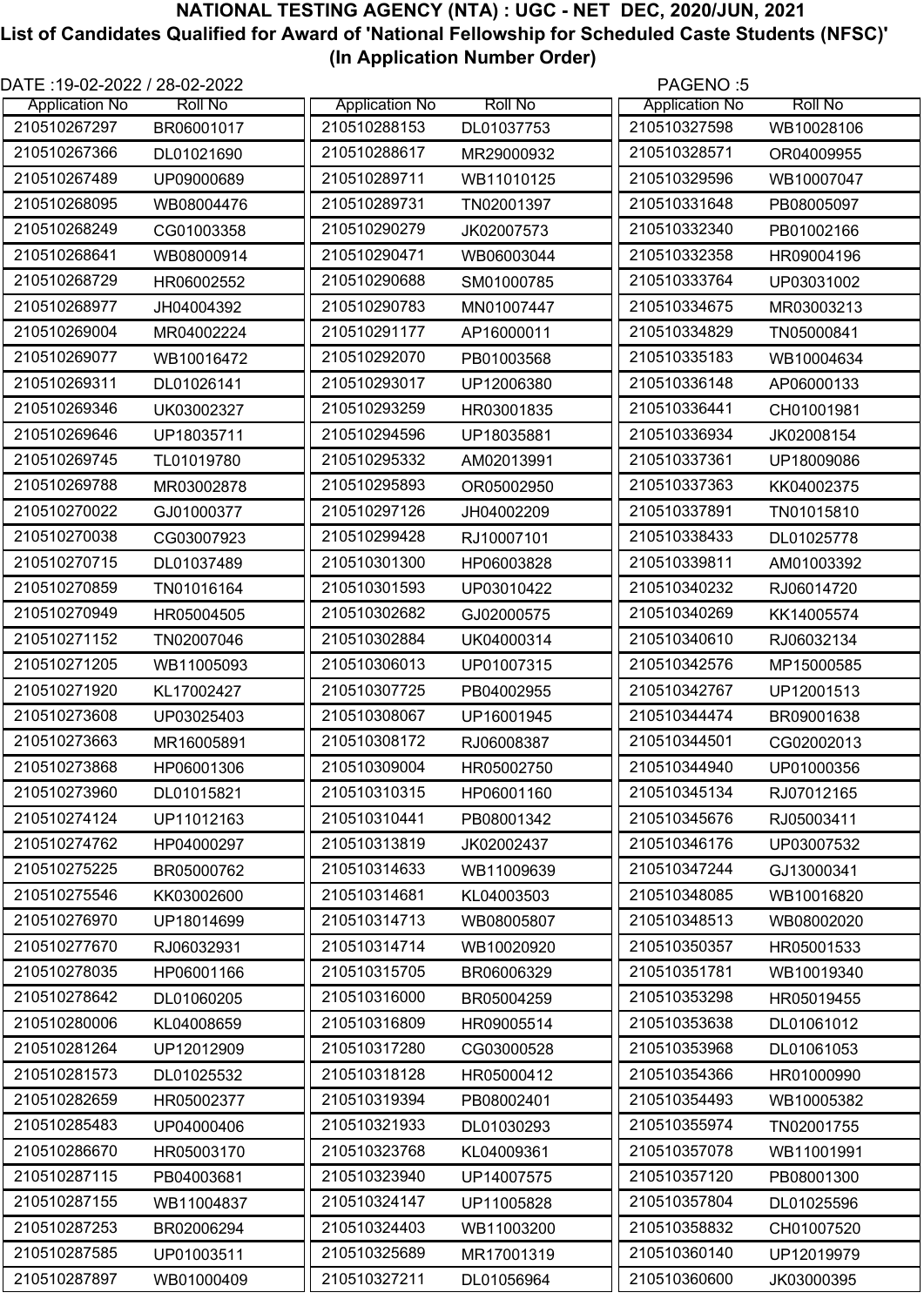# NATIONAL TESTING AGENCY (NTA) : UGC - NET DEC, 2020/JUN, 2021

## List of Candidates Qualified for Award of 'National Fellowship for Scheduled Caste Students (NFSC)'

### (In Application Number Order)

DATE :19-02-2022 / 28-02-2022

PAGENO :5

| Application No | Roll No |
|---|---|
| 210510267297 | BR06001017 |
| 210510267366 | DL01021690 |
| 210510267489 | UP09000689 |
| 210510268095 | WB08004476 |
| 210510268249 | CG01003358 |
| 210510268641 | WB08000914 |
| 210510268729 | HR06002552 |
| 210510268977 | JH04004392 |
| 210510269004 | MR04002224 |
| 210510269077 | WB10016472 |
| 210510269311 | DL01026141 |
| 210510269346 | UK03002327 |
| 210510269646 | UP18035711 |
| 210510269745 | TL01019780 |
| 210510269788 | MR03002878 |
| 210510270022 | GJ01000377 |
| 210510270038 | CG03007923 |
| 210510270715 | DL01037489 |
| 210510270859 | TN01016164 |
| 210510270949 | HR05004505 |
| 210510271152 | TN02007046 |
| 210510271205 | WB11005093 |
| 210510271920 | KL17002427 |
| 210510273608 | UP03025403 |
| 210510273663 | MR16005891 |
| 210510273868 | HP06001306 |
| 210510273960 | DL01015821 |
| 210510274124 | UP11012163 |
| 210510274762 | HP04000297 |
| 210510275225 | BR05000762 |
| 210510275546 | KK03002600 |
| 210510276970 | UP18014699 |
| 210510277670 | RJ06032931 |
| 210510278035 | HP06001166 |
| 210510278642 | DL01060205 |
| 210510280006 | KL04008659 |
| 210510281264 | UP12012909 |
| 210510281573 | DL01025532 |
| 210510282659 | HR05002377 |
| 210510285483 | UP04000406 |
| 210510286670 | HR05003170 |
| 210510287115 | PB04003681 |
| 210510287155 | WB11004837 |
| 210510287253 | BR02006294 |
| 210510287585 | UP01003511 |
| 210510287897 | WB01000409 |
| 210510288153 | DL01037753 |
| 210510288617 | MR29000932 |
| 210510289711 | WB11010125 |
| 210510289731 | TN02001397 |
| 210510290279 | JK02007573 |
| 210510290471 | WB06003044 |
| 210510290688 | SM01000785 |
| 210510290783 | MN01007447 |
| 210510291177 | AP16000011 |
| 210510292070 | PB01003568 |
| 210510293017 | UP12006380 |
| 210510293259 | HR03001835 |
| 210510294596 | UP18035881 |
| 210510295332 | AM02013991 |
| 210510295893 | OR05002950 |
| 210510297126 | JH04002209 |
| 210510299428 | RJ10007101 |
| 210510301300 | HP06003828 |
| 210510301593 | UP03010422 |
| 210510302682 | GJ02000575 |
| 210510302884 | UK04000314 |
| 210510306013 | UP01007315 |
| 210510307725 | PB04002955 |
| 210510308067 | UP16001945 |
| 210510308172 | RJ06008387 |
| 210510309004 | HR05002750 |
| 210510310315 | HP06001160 |
| 210510310441 | PB08001342 |
| 210510313819 | JK02002437 |
| 210510314633 | WB11009639 |
| 210510314681 | KL04003503 |
| 210510314713 | WB08005807 |
| 210510314714 | WB10020920 |
| 210510315705 | BR06006329 |
| 210510316000 | BR05004259 |
| 210510316809 | HR09005514 |
| 210510317280 | CG03000528 |
| 210510318128 | HR05000412 |
| 210510319394 | PB08002401 |
| 210510321933 | DL01030293 |
| 210510323768 | KL04009361 |
| 210510323940 | UP14007575 |
| 210510324147 | UP11005828 |
| 210510324403 | WB11003200 |
| 210510325689 | MR17001319 |
| 210510327211 | DL01056964 |
| 210510327598 | WB10028106 |
| 210510328571 | OR04009955 |
| 210510329596 | WB10007047 |
| 210510331648 | PB08005097 |
| 210510332340 | PB01002166 |
| 210510332358 | HR09004196 |
| 210510333764 | UP03031002 |
| 210510334675 | MR03003213 |
| 210510334829 | TN05000841 |
| 210510335183 | WB10004634 |
| 210510336148 | AP06000133 |
| 210510336441 | CH01001981 |
| 210510336934 | JK02008154 |
| 210510337361 | UP18009086 |
| 210510337363 | KK04002375 |
| 210510337891 | TN01015810 |
| 210510338433 | DL01025778 |
| 210510339811 | AM01003392 |
| 210510340232 | RJ06014720 |
| 210510340269 | KK14005574 |
| 210510340610 | RJ06032134 |
| 210510342576 | MP15000585 |
| 210510342767 | UP12001513 |
| 210510344474 | BR09001638 |
| 210510344501 | CG02002013 |
| 210510344940 | UP01000356 |
| 210510345134 | RJ07012165 |
| 210510345676 | RJ05003411 |
| 210510346176 | UP03007532 |
| 210510347244 | GJ13000341 |
| 210510348085 | WB10016820 |
| 210510348513 | WB08002020 |
| 210510350357 | HR05001533 |
| 210510351781 | WB10019340 |
| 210510353298 | HR05019455 |
| 210510353638 | DL01061012 |
| 210510353968 | DL01061053 |
| 210510354366 | HR01000990 |
| 210510354493 | WB10005382 |
| 210510355974 | TN02001755 |
| 210510357078 | WB11001991 |
| 210510357120 | PB08001300 |
| 210510357804 | DL01025596 |
| 210510358832 | CH01007520 |
| 210510360140 | UP12019979 |
| 210510360600 | JK03000395 |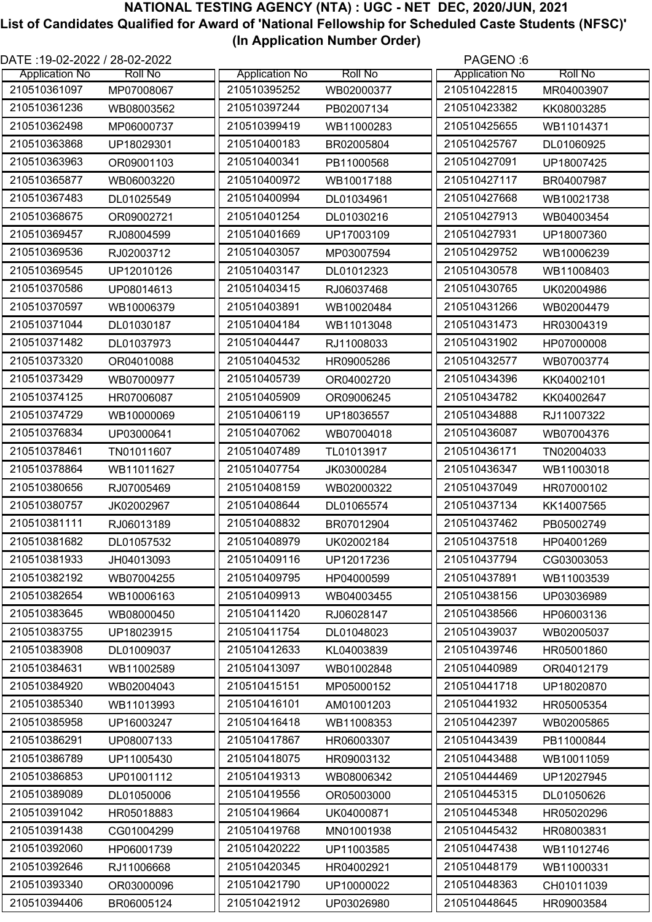# NATIONAL TESTING AGENCY (NTA) : UGC - NET DEC, 2020/JUN, 2021

## List of Candidates Qualified for Award of 'National Fellowship for Scheduled Caste Students (NFSC)' (In Application Number Order)

DATE :19-02-2022 / 28-02-2022

| Application No | Roll No |
|---|---|
| 210510361097 | MP07008067 |
| 210510361236 | WB08003562 |
| 210510362498 | MP06000737 |
| 210510363868 | UP18029301 |
| 210510363963 | OR09001103 |
| 210510365877 | WB06003220 |
| 210510367483 | DL01025549 |
| 210510368675 | OR09002721 |
| 210510369457 | RJ08004599 |
| 210510369536 | RJ02003712 |
| 210510369545 | UP12010126 |
| 210510370586 | UP08014613 |
| 210510370597 | WB10006379 |
| 210510371044 | DL01030187 |
| 210510371482 | DL01037973 |
| 210510373320 | OR04010088 |
| 210510373429 | WB07000977 |
| 210510374125 | HR07006087 |
| 210510374729 | WB10000069 |
| 210510376834 | UP03000641 |
| 210510378461 | TN01011607 |
| 210510378864 | WB11011627 |
| 210510380656 | RJ07005469 |
| 210510380757 | JK02002967 |
| 210510381111 | RJ06013189 |
| 210510381682 | DL01057532 |
| 210510381933 | JH04013093 |
| 210510382192 | WB07004255 |
| 210510382654 | WB10006163 |
| 210510383645 | WB08000450 |
| 210510383755 | UP18023915 |
| 210510383908 | DL01009037 |
| 210510384631 | WB11002589 |
| 210510384920 | WB02004043 |
| 210510385340 | WB11013993 |
| 210510385958 | UP16003247 |
| 210510386291 | UP08007133 |
| 210510386789 | UP11005430 |
| 210510386853 | UP01001112 |
| 210510389089 | DL01050006 |
| 210510391042 | HR05018883 |
| 210510391438 | CG01004299 |
| 210510392060 | HP06001739 |
| 210510392646 | RJ11006668 |
| 210510393340 | OR03000096 |
| 210510394406 | BR06005124 |
| 210510395252 | WB02000377 |
| 210510397244 | PB02007134 |
| 210510399419 | WB11000283 |
| 210510400183 | BR02005804 |
| 210510400341 | PB11000568 |
| 210510400972 | WB10017188 |
| 210510400994 | DL01034961 |
| 210510401254 | DL01030216 |
| 210510401669 | UP17003109 |
| 210510403057 | MP03007594 |
| 210510403147 | DL01012323 |
| 210510403415 | RJ06037468 |
| 210510403891 | WB10020484 |
| 210510404184 | WB11013048 |
| 210510404447 | RJ11008033 |
| 210510404532 | HR09005286 |
| 210510405739 | OR04002720 |
| 210510405909 | OR09006245 |
| 210510406119 | UP18036557 |
| 210510407062 | WB07004018 |
| 210510407489 | TL01013917 |
| 210510407754 | JK03000284 |
| 210510408159 | WB02000322 |
| 210510408644 | DL01065574 |
| 210510408832 | BR07012904 |
| 210510408979 | UK02002184 |
| 210510409116 | UP12017236 |
| 210510409795 | HP04000599 |
| 210510409913 | WB04003455 |
| 210510411420 | RJ06028147 |
| 210510411754 | DL01048023 |
| 210510412633 | KL04003839 |
| 210510413097 | WB01002848 |
| 210510415151 | MP05000152 |
| 210510416101 | AM01001203 |
| 210510416418 | WB11008353 |
| 210510417867 | HR06003307 |
| 210510418075 | HR09003132 |
| 210510419313 | WB08006342 |
| 210510419556 | OR05003000 |
| 210510419664 | UK04000871 |
| 210510419768 | MN01001938 |
| 210510420222 | UP11003585 |
| 210510420345 | HR04002921 |
| 210510421790 | UP10000022 |
| 210510421912 | UP03026980 |
| 210510422815 | MR04003907 |
| 210510423382 | KK08003285 |
| 210510425655 | WB11014371 |
| 210510425767 | DL01060925 |
| 210510427091 | UP18007425 |
| 210510427117 | BR04007987 |
| 210510427668 | WB10021738 |
| 210510427913 | WB04003454 |
| 210510427931 | UP18007360 |
| 210510429752 | WB10006239 |
| 210510430578 | WB11008403 |
| 210510430765 | UK02004986 |
| 210510431266 | WB02004479 |
| 210510431473 | HR03004319 |
| 210510431902 | HP07000008 |
| 210510432577 | WB07003774 |
| 210510434396 | KK04002101 |
| 210510434782 | KK04002647 |
| 210510434888 | RJ11007322 |
| 210510436087 | WB07004376 |
| 210510436171 | TN02004033 |
| 210510436347 | WB11003018 |
| 210510437049 | HR07000102 |
| 210510437134 | KK14007565 |
| 210510437462 | PB05002749 |
| 210510437518 | HP04001269 |
| 210510437794 | CG03003053 |
| 210510437891 | WB11003539 |
| 210510438156 | UP03036989 |
| 210510438566 | HP06003136 |
| 210510439037 | WB02005037 |
| 210510439746 | HR05001860 |
| 210510440989 | OR04012179 |
| 210510441718 | UP18020870 |
| 210510441932 | HR05005354 |
| 210510442397 | WB02005865 |
| 210510443439 | PB11000844 |
| 210510443488 | WB10011059 |
| 210510444469 | UP12027945 |
| 210510445315 | DL01050626 |
| 210510445348 | HR05020296 |
| 210510445432 | HR08003831 |
| 210510447438 | WB11012746 |
| 210510448179 | WB11000331 |
| 210510448363 | CH01011039 |
| 210510448645 | HR09003584 |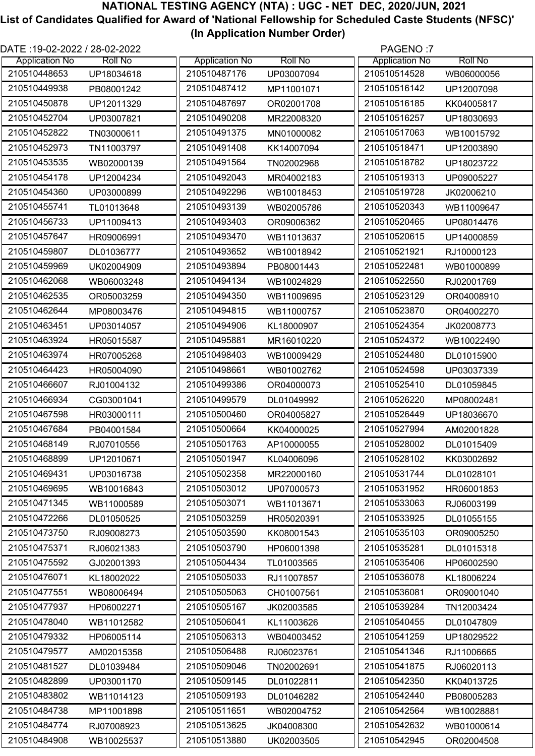# NATIONAL TESTING AGENCY (NTA) : UGC - NET DEC, 2020/JUN, 2021

## List of Candidates Qualified for Award of 'National Fellowship for Scheduled Caste Students (NFSC)' (In Application Number Order)

DATE :19-02-2022 / 28-02-2022

| Application No | Roll No |
|---|---|
| 210510448653 | UP18034618 |
| 210510449938 | PB08001242 |
| 210510450878 | UP12011329 |
| 210510452704 | UP03007821 |
| 210510452822 | TN03000611 |
| 210510452973 | TN11003797 |
| 210510453535 | WB02000139 |
| 210510454178 | UP12004234 |
| 210510454360 | UP03000899 |
| 210510455741 | TL01013648 |
| 210510456733 | UP11009413 |
| 210510457647 | HR09006991 |
| 210510459807 | DL01036777 |
| 210510459969 | UK02004909 |
| 210510462068 | WB06003248 |
| 210510462535 | OR05003259 |
| 210510462644 | MP08003476 |
| 210510463451 | UP03014057 |
| 210510463924 | HR05015587 |
| 210510463974 | HR07005268 |
| 210510464423 | HR05004090 |
| 210510466607 | RJ01004132 |
| 210510466934 | CG03001041 |
| 210510467598 | HR03000111 |
| 210510467684 | PB04001584 |
| 210510468149 | RJ07010556 |
| 210510468899 | UP12010671 |
| 210510469431 | UP03016738 |
| 210510469695 | WB10016843 |
| 210510471345 | WB11000589 |
| 210510472266 | DL01050525 |
| 210510473750 | RJ09008273 |
| 210510475371 | RJ06021383 |
| 210510475592 | GJ02001393 |
| 210510476071 | KL18002022 |
| 210510477551 | WB08006494 |
| 210510477937 | HP06002271 |
| 210510478040 | WB11012582 |
| 210510479332 | HP06005114 |
| 210510479577 | AM02015358 |
| 210510481527 | DL01039484 |
| 210510482899 | UP03001170 |
| 210510483802 | WB11014123 |
| 210510484738 | MP11001898 |
| 210510484774 | RJ07008923 |
| 210510484908 | WB10025537 |
| 210510487176 | UP03007094 |
| 210510487412 | MP11001071 |
| 210510487697 | OR02001708 |
| 210510490208 | MR22008320 |
| 210510491375 | MN01000082 |
| 210510491408 | KK14007094 |
| 210510491564 | TN02002968 |
| 210510492043 | MR04002183 |
| 210510492296 | WB10018453 |
| 210510493139 | WB02005786 |
| 210510493403 | OR09006362 |
| 210510493470 | WB11013637 |
| 210510493652 | WB10018942 |
| 210510493894 | PB08001443 |
| 210510494134 | WB10024829 |
| 210510494350 | WB11009695 |
| 210510494815 | WB11000757 |
| 210510494906 | KL18000907 |
| 210510495881 | MR16010220 |
| 210510498403 | WB10009429 |
| 210510498661 | WB01002762 |
| 210510499386 | OR04000073 |
| 210510499579 | DL01049992 |
| 210510500460 | OR04005827 |
| 210510500664 | KK04000025 |
| 210510501763 | AP10000055 |
| 210510501947 | KL04006096 |
| 210510502358 | MR22000160 |
| 210510503012 | UP07000573 |
| 210510503071 | WB11013671 |
| 210510503259 | HR05020391 |
| 210510503590 | KK08001543 |
| 210510503790 | HP06001398 |
| 210510504434 | TL01003565 |
| 210510505033 | RJ11007857 |
| 210510505063 | CH01007561 |
| 210510505167 | JK02003585 |
| 210510506041 | KL11003626 |
| 210510506313 | WB04003452 |
| 210510506488 | RJ06023761 |
| 210510509046 | TN02002691 |
| 210510509145 | DL01022811 |
| 210510509193 | DL01046282 |
| 210510511651 | WB02004752 |
| 210510513625 | JK04008300 |
| 210510513880 | UK02003505 |
| 210510514528 | WB06000056 |
| 210510516142 | UP12007098 |
| 210510516185 | KK04005817 |
| 210510516257 | UP18030693 |
| 210510517063 | WB10015792 |
| 210510518471 | UP12003890 |
| 210510518782 | UP18023722 |
| 210510519313 | UP09005227 |
| 210510519728 | JK02006210 |
| 210510520343 | WB11009647 |
| 210510520465 | UP08014476 |
| 210510520615 | UP14000859 |
| 210510521921 | RJ10000123 |
| 210510522481 | WB01000899 |
| 210510522550 | RJ02001769 |
| 210510523129 | OR04008910 |
| 210510523870 | OR04002270 |
| 210510524354 | JK02008773 |
| 210510524372 | WB10022490 |
| 210510524480 | DL01015900 |
| 210510524598 | UP03037339 |
| 210510525410 | DL01059845 |
| 210510526220 | MP08002481 |
| 210510526449 | UP18036670 |
| 210510527994 | AM02001828 |
| 210510528002 | DL01015409 |
| 210510528102 | KK03002692 |
| 210510531744 | DL01028101 |
| 210510531952 | HR06001853 |
| 210510533063 | RJ06003199 |
| 210510533925 | DL01055155 |
| 210510535103 | OR09005250 |
| 210510535281 | DL01015318 |
| 210510535406 | HP06002590 |
| 210510536078 | KL18006224 |
| 210510536081 | OR09001040 |
| 210510539284 | TN12003424 |
| 210510540455 | DL01047809 |
| 210510541259 | UP18029522 |
| 210510541346 | RJ11006665 |
| 210510541875 | RJ06020113 |
| 210510542350 | KK04013725 |
| 210510542440 | PB08005283 |
| 210510542564 | WB10028881 |
| 210510542632 | WB01000614 |
| 210510542945 | OR02004508 |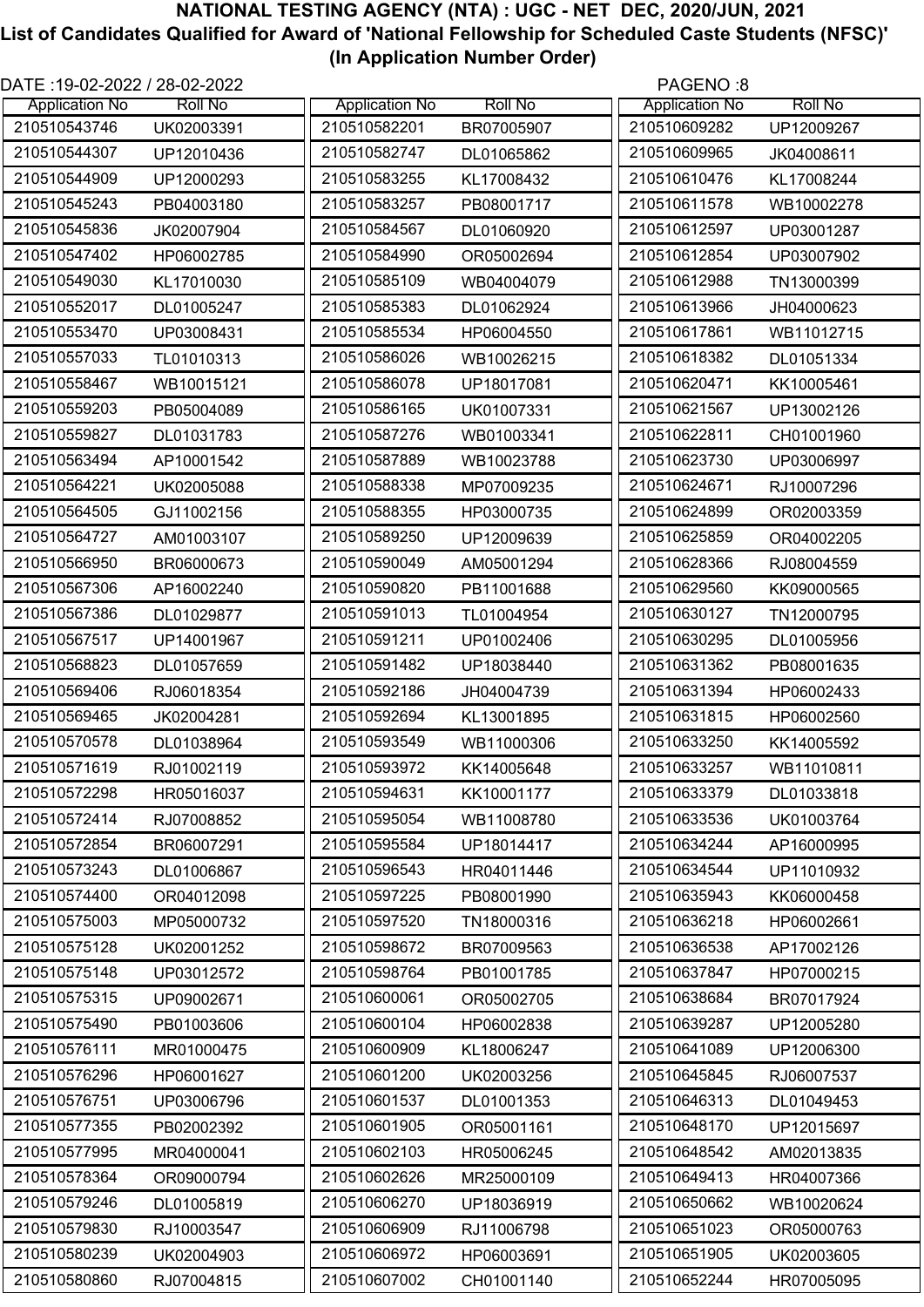# NATIONAL TESTING AGENCY (NTA) : UGC - NET DEC, 2020/JUN, 2021

## List of Candidates Qualified for Award of 'National Fellowship for Scheduled Caste Students (NFSC)' (In Application Number Order)

DATE :19-02-2022 / 28-02-2022

PAGENO :8

| Application No | Roll No |
|---|---|
| 210510543746 | UK02003391 |
| 210510544307 | UP12010436 |
| 210510544909 | UP12000293 |
| 210510545243 | PB04003180 |
| 210510545836 | JK02007904 |
| 210510547402 | HP06002785 |
| 210510549030 | KL17010030 |
| 210510552017 | DL01005247 |
| 210510553470 | UP03008431 |
| 210510557033 | TL01010313 |
| 210510558467 | WB10015121 |
| 210510559203 | PB05004089 |
| 210510559827 | DL01031783 |
| 210510563494 | AP10001542 |
| 210510564221 | UK02005088 |
| 210510564505 | GJ11002156 |
| 210510564727 | AM01003107 |
| 210510566950 | BR06000673 |
| 210510567306 | AP16002240 |
| 210510567386 | DL01029877 |
| 210510567517 | UP14001967 |
| 210510568823 | DL01057659 |
| 210510569406 | RJ06018354 |
| 210510569465 | JK02004281 |
| 210510570578 | DL01038964 |
| 210510571619 | RJ01002119 |
| 210510572298 | HR05016037 |
| 210510572414 | RJ07008852 |
| 210510572854 | BR06007291 |
| 210510573243 | DL01006867 |
| 210510574400 | OR04012098 |
| 210510575003 | MP05000732 |
| 210510575128 | UK02001252 |
| 210510575148 | UP03012572 |
| 210510575315 | UP09002671 |
| 210510575490 | PB01003606 |
| 210510576111 | MR01000475 |
| 210510576296 | HP06001627 |
| 210510576751 | UP03006796 |
| 210510577355 | PB02002392 |
| 210510577995 | MR04000041 |
| 210510578364 | OR09000794 |
| 210510579246 | DL01005819 |
| 210510579830 | RJ10003547 |
| 210510580239 | UK02004903 |
| 210510580860 | RJ07004815 |
| 210510582201 | BR07005907 |
| 210510582747 | DL01065862 |
| 210510583255 | KL17008432 |
| 210510583257 | PB08001717 |
| 210510584567 | DL01060920 |
| 210510584990 | OR05002694 |
| 210510585109 | WB04004079 |
| 210510585383 | DL01062924 |
| 210510585534 | HP06004550 |
| 210510586026 | WB10026215 |
| 210510586078 | UP18017081 |
| 210510586165 | UK01007331 |
| 210510587276 | WB01003341 |
| 210510587889 | WB10023788 |
| 210510588338 | MP07009235 |
| 210510588355 | HP03000735 |
| 210510589250 | UP12009639 |
| 210510590049 | AM05001294 |
| 210510590820 | PB11001688 |
| 210510591013 | TL01004954 |
| 210510591211 | UP01002406 |
| 210510591482 | UP18038440 |
| 210510592186 | JH04004739 |
| 210510592694 | KL13001895 |
| 210510593549 | WB11000306 |
| 210510593972 | KK14005648 |
| 210510594631 | KK10001177 |
| 210510595054 | WB11008780 |
| 210510595584 | UP18014417 |
| 210510596543 | HR04011446 |
| 210510597225 | PB08001990 |
| 210510597520 | TN18000316 |
| 210510598672 | BR07009563 |
| 210510598764 | PB01001785 |
| 210510600061 | OR05002705 |
| 210510600104 | HP06002838 |
| 210510600909 | KL18006247 |
| 210510601200 | UK02003256 |
| 210510601537 | DL01001353 |
| 210510601905 | OR05001161 |
| 210510602103 | HR05006245 |
| 210510602626 | MR25000109 |
| 210510606270 | UP18036919 |
| 210510606909 | RJ11006798 |
| 210510606972 | HP06003691 |
| 210510607002 | CH01001140 |
| 210510609282 | UP12009267 |
| 210510609965 | JK04008611 |
| 210510610476 | KL17008244 |
| 210510611578 | WB10002278 |
| 210510612597 | UP03001287 |
| 210510612854 | UP03007902 |
| 210510612988 | TN13000399 |
| 210510613966 | JH04000623 |
| 210510617861 | WB11012715 |
| 210510618382 | DL01051334 |
| 210510620471 | KK10005461 |
| 210510621567 | UP13002126 |
| 210510622811 | CH01001960 |
| 210510623730 | UP03006997 |
| 210510624671 | RJ10007296 |
| 210510624899 | OR02003359 |
| 210510625859 | OR04002205 |
| 210510628366 | RJ08004559 |
| 210510629560 | KK09000565 |
| 210510630127 | TN12000795 |
| 210510630295 | DL01005956 |
| 210510631362 | PB08001635 |
| 210510631394 | HP06002433 |
| 210510631815 | HP06002560 |
| 210510633250 | KK14005592 |
| 210510633257 | WB11010811 |
| 210510633379 | DL01033818 |
| 210510633536 | UK01003764 |
| 210510634244 | AP16000995 |
| 210510634544 | UP11010932 |
| 210510635943 | KK06000458 |
| 210510636218 | HP06002661 |
| 210510636538 | AP17002126 |
| 210510637847 | HP07000215 |
| 210510638684 | BR07017924 |
| 210510639287 | UP12005280 |
| 210510641089 | UP12006300 |
| 210510645845 | RJ06007537 |
| 210510646313 | DL01049453 |
| 210510648170 | UP12015697 |
| 210510648542 | AM02013835 |
| 210510649413 | HR04007366 |
| 210510650662 | WB10020624 |
| 210510651023 | OR05000763 |
| 210510651905 | UK02003605 |
| 210510652244 | HR07005095 |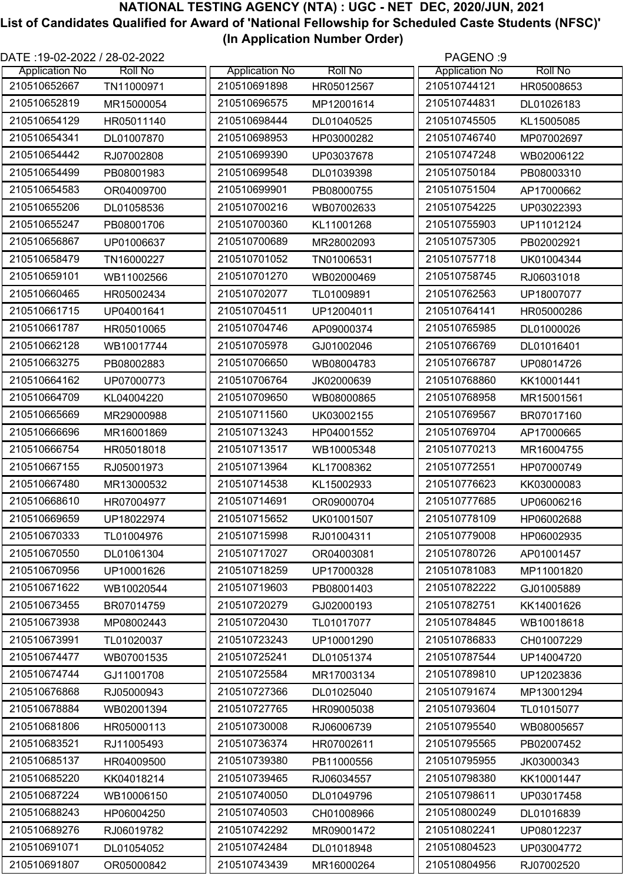# NATIONAL TESTING AGENCY (NTA) : UGC - NET DEC, 2020/JUN, 2021

## List of Candidates Qualified for Award of 'National Fellowship for Scheduled Caste Students (NFSC)'

### (In Application Number Order)

DATE :19-02-2022 / 28-02-2022

| Application No | Roll No |
|---|---|
| 210510652667 | TN11000971 |
| 210510652819 | MR15000054 |
| 210510654129 | HR05011140 |
| 210510654341 | DL01007870 |
| 210510654442 | RJ07002808 |
| 210510654499 | PB08001983 |
| 210510654583 | OR04009700 |
| 210510655206 | DL01058536 |
| 210510655247 | PB08001706 |
| 210510656867 | UP01006637 |
| 210510658479 | TN16000227 |
| 210510659101 | WB11002566 |
| 210510660465 | HR05002434 |
| 210510661715 | UP04001641 |
| 210510661787 | HR05010065 |
| 210510662128 | WB10017744 |
| 210510663275 | PB08002883 |
| 210510664162 | UP07000773 |
| 210510664709 | KL04004220 |
| 210510665669 | MR29000988 |
| 210510666696 | MR16001869 |
| 210510666754 | HR05018018 |
| 210510667155 | RJ05001973 |
| 210510667480 | MR13000532 |
| 210510668610 | HR07004977 |
| 210510669659 | UP18022974 |
| 210510670333 | TL01004976 |
| 210510670550 | DL01061304 |
| 210510670956 | UP10001626 |
| 210510671622 | WB10020544 |
| 210510673455 | BR07014759 |
| 210510673938 | MP08002443 |
| 210510673991 | TL01020037 |
| 210510674477 | WB07001535 |
| 210510674744 | GJ11001708 |
| 210510676868 | RJ05000943 |
| 210510678884 | WB02001394 |
| 210510681806 | HR05000113 |
| 210510683521 | RJ11005493 |
| 210510685137 | HR04009500 |
| 210510685220 | KK04018214 |
| 210510687224 | WB10006150 |
| 210510688243 | HP06004250 |
| 210510689276 | RJ06019782 |
| 210510691071 | DL01054052 |
| 210510691807 | OR05000842 |
| 210510691898 | HR05012567 |
| 210510696575 | MP12001614 |
| 210510698444 | DL01040525 |
| 210510698953 | HP03000282 |
| 210510699390 | UP03037678 |
| 210510699548 | DL01039398 |
| 210510699901 | PB08000755 |
| 210510700216 | WB07002633 |
| 210510700360 | KL11001268 |
| 210510700689 | MR28002093 |
| 210510701052 | TN01006531 |
| 210510701270 | WB02000469 |
| 210510702077 | TL01009891 |
| 210510704511 | UP12004011 |
| 210510704746 | AP09000374 |
| 210510705978 | GJ01002046 |
| 210510706650 | WB08004783 |
| 210510706764 | JK02000639 |
| 210510709650 | WB08000865 |
| 210510711560 | UK03002155 |
| 210510713243 | HP04001552 |
| 210510713517 | WB10005348 |
| 210510713964 | KL17008362 |
| 210510714538 | KL15002933 |
| 210510714691 | OR09000704 |
| 210510715652 | UK01001507 |
| 210510715998 | RJ01004311 |
| 210510717027 | OR04003081 |
| 210510718259 | UP17000328 |
| 210510719603 | PB08001403 |
| 210510720279 | GJ02000193 |
| 210510720430 | TL01017077 |
| 210510723243 | UP10001290 |
| 210510725241 | DL01051374 |
| 210510725584 | MR17003134 |
| 210510727366 | DL01025040 |
| 210510727765 | HR09005038 |
| 210510730008 | RJ06006739 |
| 210510736374 | HR07002611 |
| 210510739380 | PB11000556 |
| 210510739465 | RJ06034557 |
| 210510740050 | DL01049796 |
| 210510740503 | CH01008966 |
| 210510742292 | MR09001472 |
| 210510742484 | DL01018948 |
| 210510743439 | MR16000264 |
| 210510744121 | HR05008653 |
| 210510744831 | DL01026183 |
| 210510745505 | KL15005085 |
| 210510746740 | MP07002697 |
| 210510747248 | WB02006122 |
| 210510750184 | PB08003310 |
| 210510751504 | AP17000662 |
| 210510754225 | UP03022393 |
| 210510755903 | UP11012124 |
| 210510757305 | PB02002921 |
| 210510757718 | UK01004344 |
| 210510758745 | RJ06031018 |
| 210510762563 | UP18007077 |
| 210510764141 | HR05000286 |
| 210510765985 | DL01000026 |
| 210510766769 | DL01016401 |
| 210510766787 | UP08014726 |
| 210510768860 | KK10001441 |
| 210510768958 | MR15001561 |
| 210510769567 | BR07017160 |
| 210510769704 | AP17000665 |
| 210510770213 | MR16004755 |
| 210510772551 | HP07000749 |
| 210510776623 | KK03000083 |
| 210510777685 | UP06006216 |
| 210510778109 | HP06002688 |
| 210510779008 | HP06002935 |
| 210510780726 | AP01001457 |
| 210510781083 | MP11001820 |
| 210510782222 | GJ01005889 |
| 210510782751 | KK14001626 |
| 210510784845 | WB10018618 |
| 210510786833 | CH01007229 |
| 210510787544 | UP14004720 |
| 210510789810 | UP12023836 |
| 210510791674 | MP13001294 |
| 210510793604 | TL01015077 |
| 210510795540 | WB08005657 |
| 210510795565 | PB02007452 |
| 210510795955 | JK03000343 |
| 210510798380 | KK10001447 |
| 210510798611 | UP03017458 |
| 210510800249 | DL01016839 |
| 210510802241 | UP08012237 |
| 210510804523 | UP03004772 |
| 210510804956 | RJ07002520 |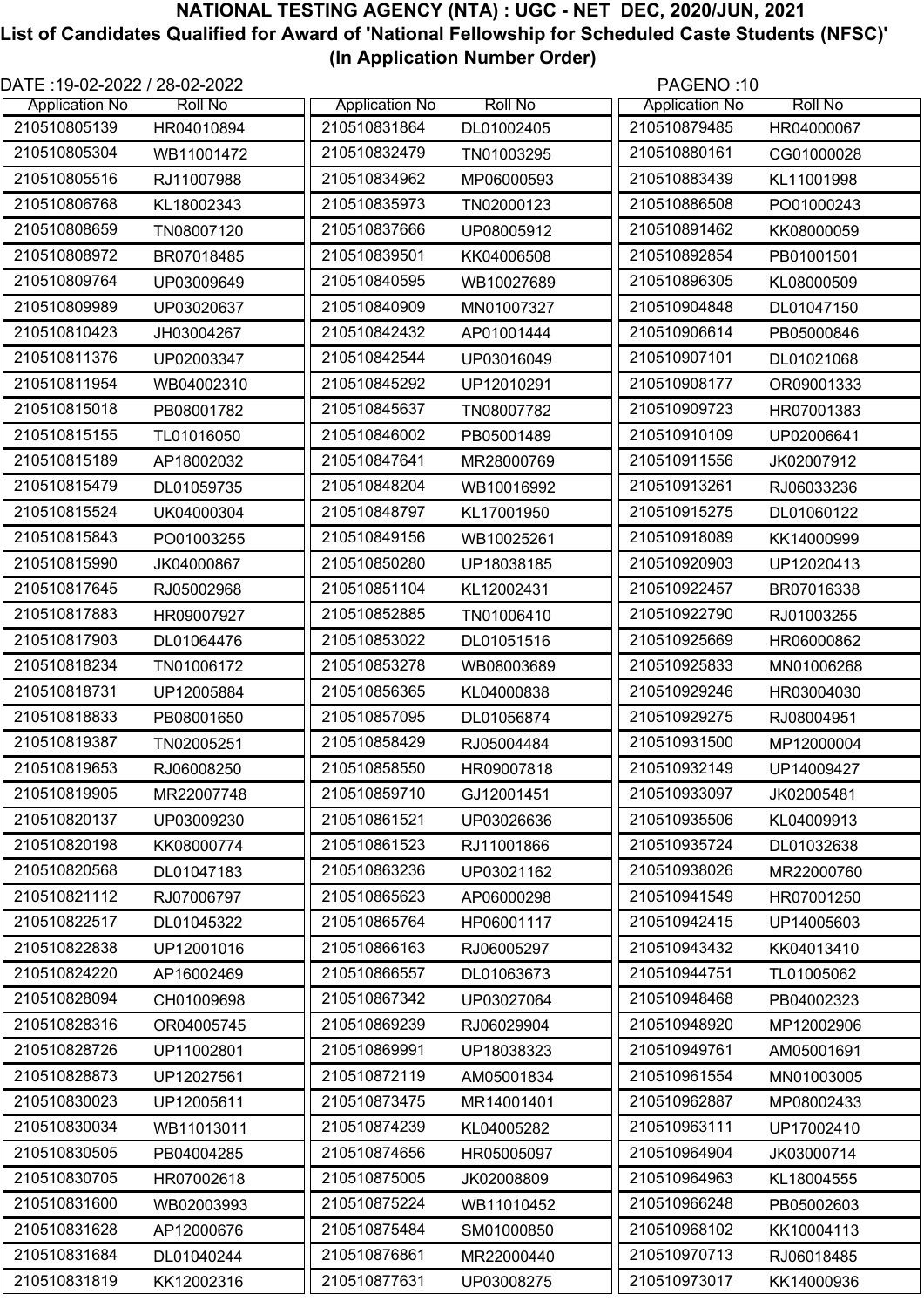# NATIONAL TESTING AGENCY (NTA) : UGC - NET DEC, 2020/JUN, 2021

## List of Candidates Qualified for Award of 'National Fellowship for Scheduled Caste Students (NFSC)' (In Application Number Order)

DATE :19-02-2022 / 28-02-2022

PAGENO :10

| Application No | Roll No |
|---|---|
| 210510805139 | HR04010894 |
| 210510805304 | WB11001472 |
| 210510805516 | RJ11007988 |
| 210510806768 | KL18002343 |
| 210510808659 | TN08007120 |
| 210510808972 | BR07018485 |
| 210510809764 | UP03009649 |
| 210510809989 | UP03020637 |
| 210510810423 | JH03004267 |
| 210510811376 | UP02003347 |
| 210510811954 | WB04002310 |
| 210510815018 | PB08001782 |
| 210510815155 | TL01016050 |
| 210510815189 | AP18002032 |
| 210510815479 | DL01059735 |
| 210510815524 | UK04000304 |
| 210510815843 | PO01003255 |
| 210510815990 | JK04000867 |
| 210510817645 | RJ05002968 |
| 210510817883 | HR09007927 |
| 210510817903 | DL01064476 |
| 210510818234 | TN01006172 |
| 210510818731 | UP12005884 |
| 210510818833 | PB08001650 |
| 210510819387 | TN02005251 |
| 210510819653 | RJ06008250 |
| 210510819905 | MR22007748 |
| 210510820137 | UP03009230 |
| 210510820198 | KK08000774 |
| 210510820568 | DL01047183 |
| 210510821112 | RJ07006797 |
| 210510822517 | DL01045322 |
| 210510822838 | UP12001016 |
| 210510824220 | AP16002469 |
| 210510828094 | CH01009698 |
| 210510828316 | OR04005745 |
| 210510828726 | UP11002801 |
| 210510828873 | UP12027561 |
| 210510830023 | UP12005611 |
| 210510830034 | WB11013011 |
| 210510830505 | PB04004285 |
| 210510830705 | HR07002618 |
| 210510831600 | WB02003993 |
| 210510831628 | AP12000676 |
| 210510831684 | DL01040244 |
| 210510831819 | KK12002316 |
| 210510831864 | DL01002405 |
| 210510832479 | TN01003295 |
| 210510834962 | MP06000593 |
| 210510835973 | TN02000123 |
| 210510837666 | UP08005912 |
| 210510839501 | KK04006508 |
| 210510840595 | WB10027689 |
| 210510840909 | MN01007327 |
| 210510842432 | AP01001444 |
| 210510842544 | UP03016049 |
| 210510845292 | UP12010291 |
| 210510845637 | TN08007782 |
| 210510846002 | PB05001489 |
| 210510847641 | MR28000769 |
| 210510848204 | WB10016992 |
| 210510848797 | KL17001950 |
| 210510849156 | WB10025261 |
| 210510850280 | UP18038185 |
| 210510851104 | KL12002431 |
| 210510852885 | TN01006410 |
| 210510853022 | DL01051516 |
| 210510853278 | WB08003689 |
| 210510856365 | KL04000838 |
| 210510857095 | DL01056874 |
| 210510858429 | RJ05004484 |
| 210510858550 | HR09007818 |
| 210510859710 | GJ12001451 |
| 210510861521 | UP03026636 |
| 210510861523 | RJ11001866 |
| 210510863236 | UP03021162 |
| 210510865623 | AP06000298 |
| 210510865764 | HP06001117 |
| 210510866163 | RJ06005297 |
| 210510866557 | DL01063673 |
| 210510867342 | UP03027064 |
| 210510869239 | RJ06029904 |
| 210510869991 | UP18038323 |
| 210510872119 | AM05001834 |
| 210510873475 | MR14001401 |
| 210510874239 | KL04005282 |
| 210510874656 | HR05005097 |
| 210510875005 | JK02008809 |
| 210510875224 | WB11010452 |
| 210510875484 | SM01000850 |
| 210510876861 | MR22000440 |
| 210510877631 | UP03008275 |
| 210510879485 | HR04000067 |
| 210510880161 | CG01000028 |
| 210510883439 | KL11001998 |
| 210510886508 | PO01000243 |
| 210510891462 | KK08000059 |
| 210510892854 | PB01001501 |
| 210510896305 | KL08000509 |
| 210510904848 | DL01047150 |
| 210510906614 | PB05000846 |
| 210510907101 | DL01021068 |
| 210510908177 | OR09001333 |
| 210510909723 | HR07001383 |
| 210510910109 | UP02006641 |
| 210510911556 | JK02007912 |
| 210510913261 | RJ06033236 |
| 210510915275 | DL01060122 |
| 210510918089 | KK14000999 |
| 210510920903 | UP12020413 |
| 210510922457 | BR07016338 |
| 210510922790 | RJ01003255 |
| 210510925669 | HR06000862 |
| 210510925833 | MN01006268 |
| 210510929246 | HR03004030 |
| 210510929275 | RJ08004951 |
| 210510931500 | MP12000004 |
| 210510932149 | UP14009427 |
| 210510933097 | JK02005481 |
| 210510935506 | KL04009913 |
| 210510935724 | DL01032638 |
| 210510938026 | MR22000760 |
| 210510941549 | HR07001250 |
| 210510942415 | UP14005603 |
| 210510943432 | KK04013410 |
| 210510944751 | TL01005062 |
| 210510948468 | PB04002323 |
| 210510948920 | MP12002906 |
| 210510949761 | AM05001691 |
| 210510961554 | MN01003005 |
| 210510962887 | MP08002433 |
| 210510963111 | UP17002410 |
| 210510964904 | JK03000714 |
| 210510964963 | KL18004555 |
| 210510966248 | PB05002603 |
| 210510968102 | KK10004113 |
| 210510970713 | RJ06018485 |
| 210510973017 | KK14000936 |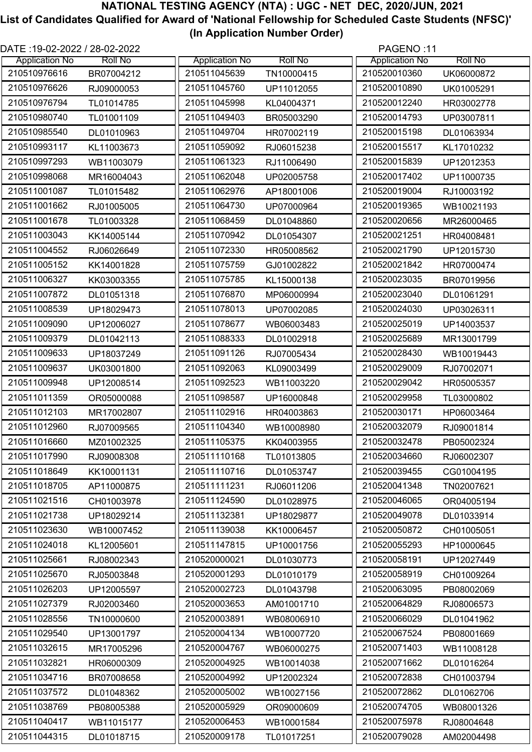**NATIONAL TESTING AGENCY (NTA) : UGC - NET DEC, 2020/JUN, 2021**

**List of Candidates Qualified for Award of 'National Fellowship for Scheduled Caste Students (NFSC)'**

**(In Application Number Order)**

DATE :19-02-2022 / 28-02-2022

| Application No | Roll No |
|---|---|
| 210510976616 | BR07004212 |
| 210510976626 | RJ09000053 |
| 210510976794 | TL01014785 |
| 210510980740 | TL01001109 |
| 210510985540 | DL01010963 |
| 210510993117 | KL11003673 |
| 210510997293 | WB11003079 |
| 210510998068 | MR16004043 |
| 210511001087 | TL01015482 |
| 210511001662 | RJ01005005 |
| 210511001678 | TL01003328 |
| 210511003043 | KK14005144 |
| 210511004552 | RJ06026649 |
| 210511005152 | KK14001828 |
| 210511006327 | KK03003355 |
| 210511007872 | DL01051318 |
| 210511008539 | UP18029473 |
| 210511009090 | UP12006027 |
| 210511009379 | DL01042113 |
| 210511009633 | UP18037249 |
| 210511009637 | UK03001800 |
| 210511009948 | UP12008514 |
| 210511011359 | OR05000088 |
| 210511012103 | MR17002807 |
| 210511012960 | RJ07009565 |
| 210511016660 | MZ01002325 |
| 210511017990 | RJ09008308 |
| 210511018649 | KK10001131 |
| 210511018705 | AP11000875 |
| 210511021516 | CH01003978 |
| 210511021738 | UP18029214 |
| 210511023630 | WB10007452 |
| 210511024018 | KL12005601 |
| 210511025661 | RJ08002343 |
| 210511025670 | RJ05003848 |
| 210511026203 | UP12005597 |
| 210511027379 | RJ02003460 |
| 210511028556 | TN10000600 |
| 210511029540 | UP13001797 |
| 210511032615 | MR17005296 |
| 210511032821 | HR06000309 |
| 210511034716 | BR07008658 |
| 210511037572 | DL01048362 |
| 210511038769 | PB08005388 |
| 210511040417 | WB11015177 |
| 210511044315 | DL01018715 |
| 210511045639 | TN10000415 |
| 210511045760 | UP11012055 |
| 210511045998 | KL04004371 |
| 210511049403 | BR05003290 |
| 210511049704 | HR07002119 |
| 210511059092 | RJ06015238 |
| 210511061323 | RJ11006490 |
| 210511062048 | UP02005758 |
| 210511062976 | AP18001006 |
| 210511064730 | UP07000964 |
| 210511068459 | DL01048860 |
| 210511070942 | DL01054307 |
| 210511072330 | HR05008562 |
| 210511075759 | GJ01002822 |
| 210511075785 | KL15000138 |
| 210511076870 | MP06000994 |
| 210511078013 | UP07002085 |
| 210511078677 | WB06003483 |
| 210511088333 | DL01002918 |
| 210511091126 | RJ07005434 |
| 210511092063 | KL09003499 |
| 210511092523 | WB11003220 |
| 210511098587 | UP16000848 |
| 210511102916 | HR04003863 |
| 210511104340 | WB10008980 |
| 210511105375 | KK04003955 |
| 210511110168 | TL01013805 |
| 210511110716 | DL01053747 |
| 210511111231 | RJ06011206 |
| 210511124590 | DL01028975 |
| 210511132381 | UP18029877 |
| 210511139038 | KK10006457 |
| 210511147815 | UP10001756 |
| 210520000021 | DL01030773 |
| 210520001293 | DL01010179 |
| 210520002723 | DL01043798 |
| 210520003653 | AM01001710 |
| 210520003891 | WB08006910 |
| 210520004134 | WB10007720 |
| 210520004767 | WB06000275 |
| 210520004925 | WB10014038 |
| 210520004992 | UP12002324 |
| 210520005002 | WB10027156 |
| 210520005929 | OR09000609 |
| 210520006453 | WB10001584 |
| 210520009178 | TL01017251 |
| 210520010360 | UK06000872 |
| 210520010890 | UK01005291 |
| 210520012240 | HR03002778 |
| 210520014793 | UP03007811 |
| 210520015198 | DL01063934 |
| 210520015517 | KL17010232 |
| 210520015839 | UP12012353 |
| 210520017402 | UP11000735 |
| 210520019004 | RJ10003192 |
| 210520019365 | WB10021193 |
| 210520020656 | MR26000465 |
| 210520021251 | HR04008481 |
| 210520021790 | UP12015730 |
| 210520021842 | HR07000474 |
| 210520023035 | BR07019956 |
| 210520023040 | DL01061291 |
| 210520024030 | UP03026311 |
| 210520025019 | UP14003537 |
| 210520025689 | MR13001799 |
| 210520028430 | WB10019443 |
| 210520029009 | RJ07002071 |
| 210520029042 | HR05005357 |
| 210520029958 | TL03000802 |
| 210520030171 | HP06003464 |
| 210520032079 | RJ09001814 |
| 210520032478 | PB05002324 |
| 210520034660 | RJ06002307 |
| 210520039455 | CG01004195 |
| 210520041348 | TN02007621 |
| 210520046065 | OR04005194 |
| 210520049078 | DL01033914 |
| 210520050872 | CH01005051 |
| 210520055293 | HP10000645 |
| 210520058191 | UP12027449 |
| 210520058919 | CH01009264 |
| 210520063095 | PB08002069 |
| 210520064829 | RJ08006573 |
| 210520066029 | DL01041962 |
| 210520067524 | PB08001669 |
| 210520071403 | WB11008128 |
| 210520071662 | DL01016264 |
| 210520072838 | CH01003794 |
| 210520072862 | DL01062706 |
| 210520074705 | WB08001326 |
| 210520075978 | RJ08004648 |
| 210520079028 | AM02004498 |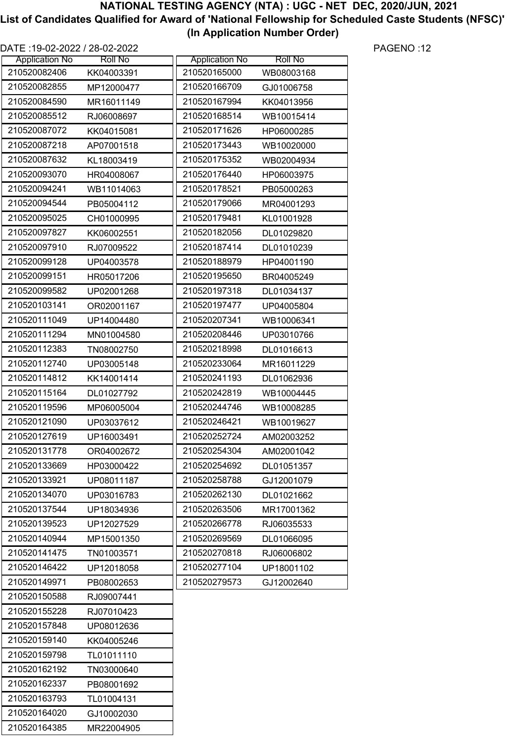# NATIONAL TESTING AGENCY (NTA) : UGC - NET DEC, 2020/JUN, 2021

## List of Candidates Qualified for Award of 'National Fellowship for Scheduled Caste Students (NFSC)'

### (In Application Number Order)

DATE :19-02-2022 / 28-02-2022

| Application No | Roll No |
|---|---|
| 210520082406 | KK04003391 |
| 210520082855 | MP12000477 |
| 210520084590 | MR16011149 |
| 210520085512 | RJ06008697 |
| 210520087072 | KK04015081 |
| 210520087218 | AP07001518 |
| 210520087632 | KL18003419 |
| 210520093070 | HR04008067 |
| 210520094241 | WB11014063 |
| 210520094544 | PB05004112 |
| 210520095025 | CH01000995 |
| 210520097827 | KK06002551 |
| 210520097910 | RJ07009522 |
| 210520099128 | UP04003578 |
| 210520099151 | HR05017206 |
| 210520099582 | UP02001268 |
| 210520103141 | OR02001167 |
| 210520111049 | UP14004480 |
| 210520111294 | MN01004580 |
| 210520112383 | TN08002750 |
| 210520112740 | UP03005148 |
| 210520114812 | KK14001414 |
| 210520115164 | DL01027792 |
| 210520119596 | MP06005004 |
| 210520121090 | UP03037612 |
| 210520127619 | UP16003491 |
| 210520131778 | OR04002672 |
| 210520133669 | HP03000422 |
| 210520133921 | UP08011187 |
| 210520134070 | UP03016783 |
| 210520137544 | UP18034936 |
| 210520139523 | UP12027529 |
| 210520140944 | MP15001350 |
| 210520141475 | TN01003571 |
| 210520146422 | UP12018058 |
| 210520149971 | PB08002653 |
| 210520150588 | RJ09007441 |
| 210520155228 | RJ07010423 |
| 210520157848 | UP08012636 |
| 210520159140 | KK04005246 |
| 210520159798 | TL01011110 |
| 210520162192 | TN03000640 |
| 210520162337 | PB08001692 |
| 210520163793 | TL01004131 |
| 210520164020 | GJ10002030 |
| 210520164385 | MR22004905 |
| 210520165000 | WB08003168 |
| 210520166709 | GJ01006758 |
| 210520167994 | KK04013956 |
| 210520168514 | WB10015414 |
| 210520171626 | HP06000285 |
| 210520173443 | WB10020000 |
| 210520175352 | WB02004934 |
| 210520176440 | HP06003975 |
| 210520178521 | PB05000263 |
| 210520179066 | MR04001293 |
| 210520179481 | KL01001928 |
| 210520182056 | DL01029820 |
| 210520187414 | DL01010239 |
| 210520188979 | HP04001190 |
| 210520195650 | BR04005249 |
| 210520197318 | DL01034137 |
| 210520197477 | UP04005804 |
| 210520207341 | WB10006341 |
| 210520208446 | UP03010766 |
| 210520218998 | DL01016613 |
| 210520233064 | MR16011229 |
| 210520241193 | DL01062936 |
| 210520242819 | WB10004445 |
| 210520244746 | WB10008285 |
| 210520246421 | WB10019627 |
| 210520252724 | AM02003252 |
| 210520254304 | AM02001042 |
| 210520254692 | DL01051357 |
| 210520258788 | GJ12001079 |
| 210520262130 | DL01021662 |
| 210520263506 | MR17001362 |
| 210520266778 | RJ06035533 |
| 210520269569 | DL01066095 |
| 210520270818 | RJ06006802 |
| 210520277104 | UP18001102 |
| 210520279573 | GJ12002640 |